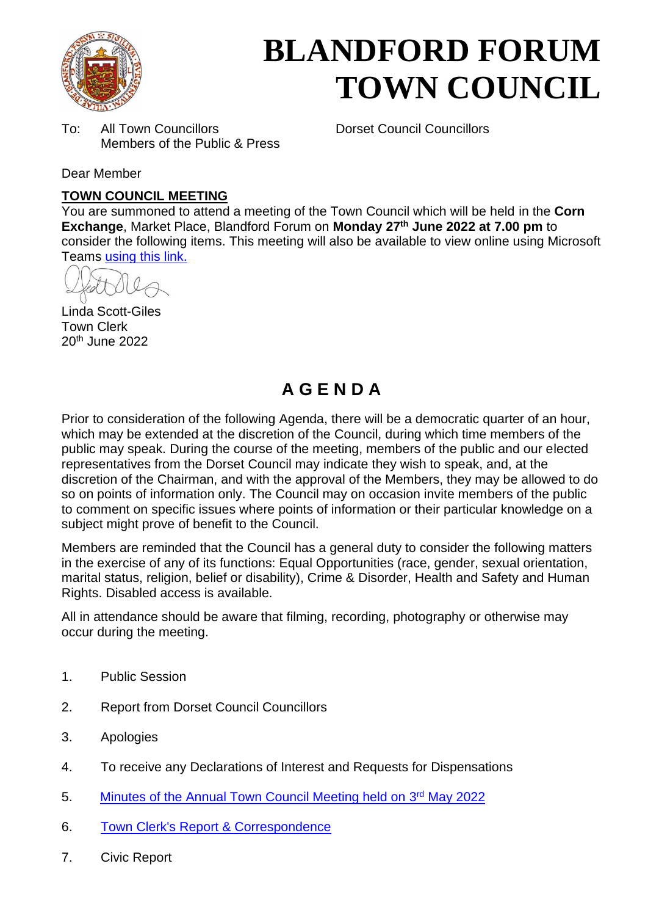# BLANDFORD FORUM TOWN COUNCIL

To: All Town Councillors
Members of the Public & Press

Dorset Council Councillors

Dear Member

**TOWN COUNCIL MEETING**

You are summoned to attend a meeting of the Town Council which will be held in the **Corn Exchange**, Market Place, Blandford Forum on **Monday 27th June 2022 at 7.00 pm** to consider the following items. This meeting will also be available to view online using Microsoft Teams using this link.

Linda Scott-Giles
Town Clerk
20th June 2022

## A G E N D A

Prior to consideration of the following Agenda, there will be a democratic quarter of an hour, which may be extended at the discretion of the Council, during which time members of the public may speak. During the course of the meeting, members of the public and our elected representatives from the Dorset Council may indicate they wish to speak, and, at the discretion of the Chairman, and with the approval of the Members, they may be allowed to do so on points of information only. The Council may on occasion invite members of the public to comment on specific issues where points of information or their particular knowledge on a subject might prove of benefit to the Council.

Members are reminded that the Council has a general duty to consider the following matters in the exercise of any of its functions: Equal Opportunities (race, gender, sexual orientation, marital status, religion, belief or disability), Crime & Disorder, Health and Safety and Human Rights. Disabled access is available.

All in attendance should be aware that filming, recording, photography or otherwise may occur during the meeting.

1. Public Session
2. Report from Dorset Council Councillors
3. Apologies
4. To receive any Declarations of Interest and Requests for Dispensations
5. Minutes of the Annual Town Council Meeting held on 3rd May 2022
6. Town Clerk's Report & Correspondence
7. Civic Report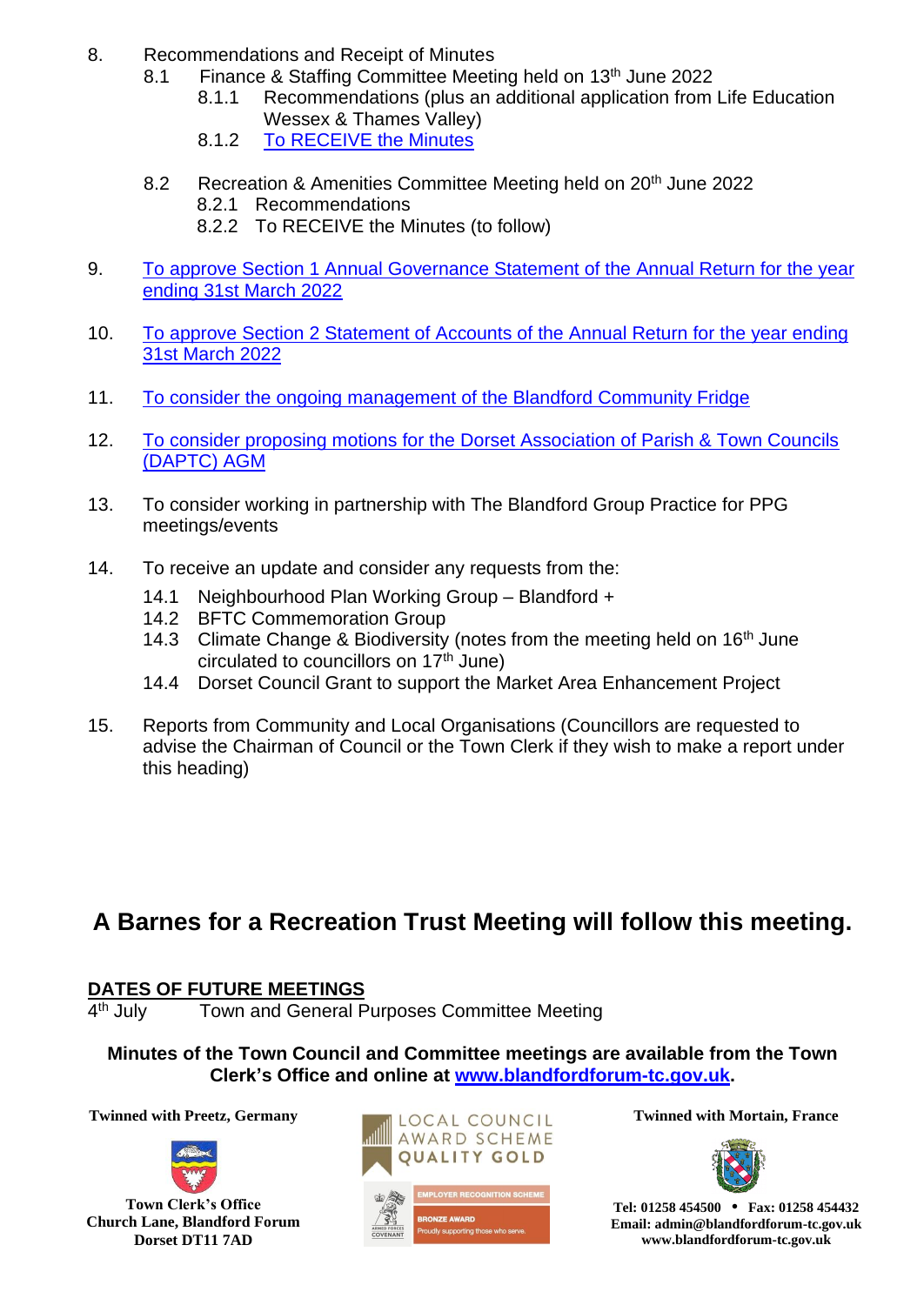8. Recommendations and Receipt of Minutes
   - 8.1 Finance & Staffing Committee Meeting held on 13th June 2022
     - 8.1.1 Recommendations (plus an additional application from Life Education Wessex & Thames Valley)
     - 8.1.2 To RECEIVE the Minutes
   - 8.2 Recreation & Amenities Committee Meeting held on 20th June 2022
     - 8.2.1 Recommendations
     - 8.2.2 To RECEIVE the Minutes (to follow)

9. To approve Section 1 Annual Governance Statement of the Annual Return for the year ending 31st March 2022

10. To approve Section 2 Statement of Accounts of the Annual Return for the year ending 31st March 2022

11. To consider the ongoing management of the Blandford Community Fridge

12. To consider proposing motions for the Dorset Association of Parish & Town Councils (DAPTC) AGM

13. To consider working in partnership with The Blandford Group Practice for PPG meetings/events

14. To receive an update and consider any requests from the:
    - 14.1 Neighbourhood Plan Working Group – Blandford +
    - 14.2 BFTC Commemoration Group
    - 14.3 Climate Change & Biodiversity (notes from the meeting held on 16th June circulated to councillors on 17th June)
    - 14.4 Dorset Council Grant to support the Market Area Enhancement Project

15. Reports from Community and Local Organisations (Councillors are requested to advise the Chairman of Council or the Town Clerk if they wish to make a report under this heading)

## A Barnes for a Recreation Trust Meeting will follow this meeting.

**DATES OF FUTURE MEETINGS**

4th July Town and General Purposes Committee Meeting

**Minutes of the Town Council and Committee meetings are available from the Town Clerk's Office and online at www.blandfordforum-tc.gov.uk.**

**Twinned with Preetz, Germany**

**Town Clerk's Office**
**Church Lane, Blandford Forum**
**Dorset DT11 7AD**

LOCAL COUNCIL AWARD SCHEME QUALITY GOLD

EMPLOYER RECOGNITION SCHEME – BRONZE AWARD – Proudly supporting those who serve. ARMED FORCES COVENANT

**Twinned with Mortain, France**

**Tel: 01258 454500 • Fax: 01258 454432**
**Email: admin@blandfordforum-tc.gov.uk**
**www.blandfordforum-tc.gov.uk**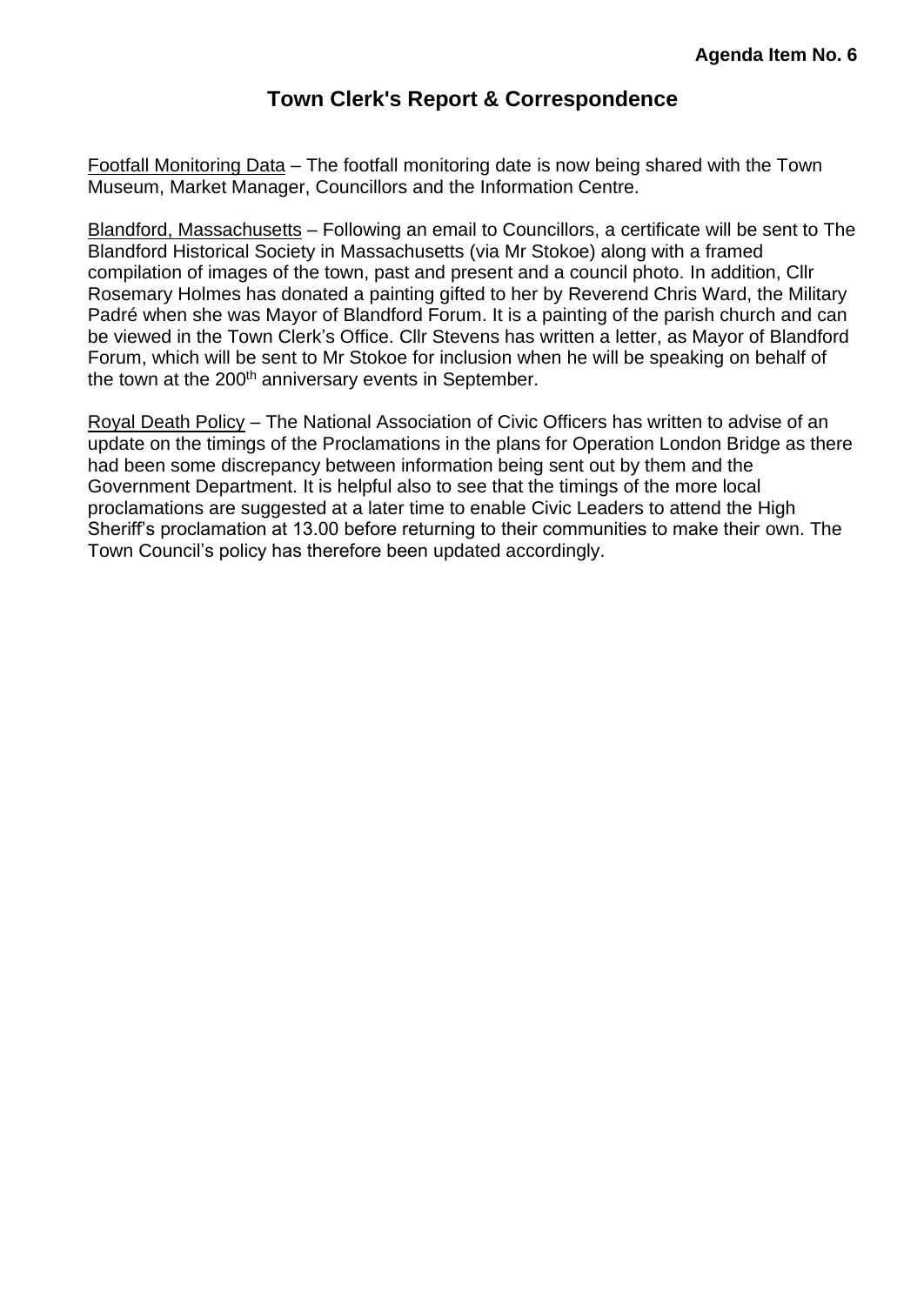**Agenda Item No. 6**

# Town Clerk's Report & Correspondence

Footfall Monitoring Data – The footfall monitoring date is now being shared with the Town Museum, Market Manager, Councillors and the Information Centre.

Blandford, Massachusetts – Following an email to Councillors, a certificate will be sent to The Blandford Historical Society in Massachusetts (via Mr Stokoe) along with a framed compilation of images of the town, past and present and a council photo. In addition, Cllr Rosemary Holmes has donated a painting gifted to her by Reverend Chris Ward, the Military Padré when she was Mayor of Blandford Forum. It is a painting of the parish church and can be viewed in the Town Clerk's Office. Cllr Stevens has written a letter, as Mayor of Blandford Forum, which will be sent to Mr Stokoe for inclusion when he will be speaking on behalf of the town at the 200th anniversary events in September.

Royal Death Policy – The National Association of Civic Officers has written to advise of an update on the timings of the Proclamations in the plans for Operation London Bridge as there had been some discrepancy between information being sent out by them and the Government Department. It is helpful also to see that the timings of the more local proclamations are suggested at a later time to enable Civic Leaders to attend the High Sheriff's proclamation at 13.00 before returning to their communities to make their own. The Town Council's policy has therefore been updated accordingly.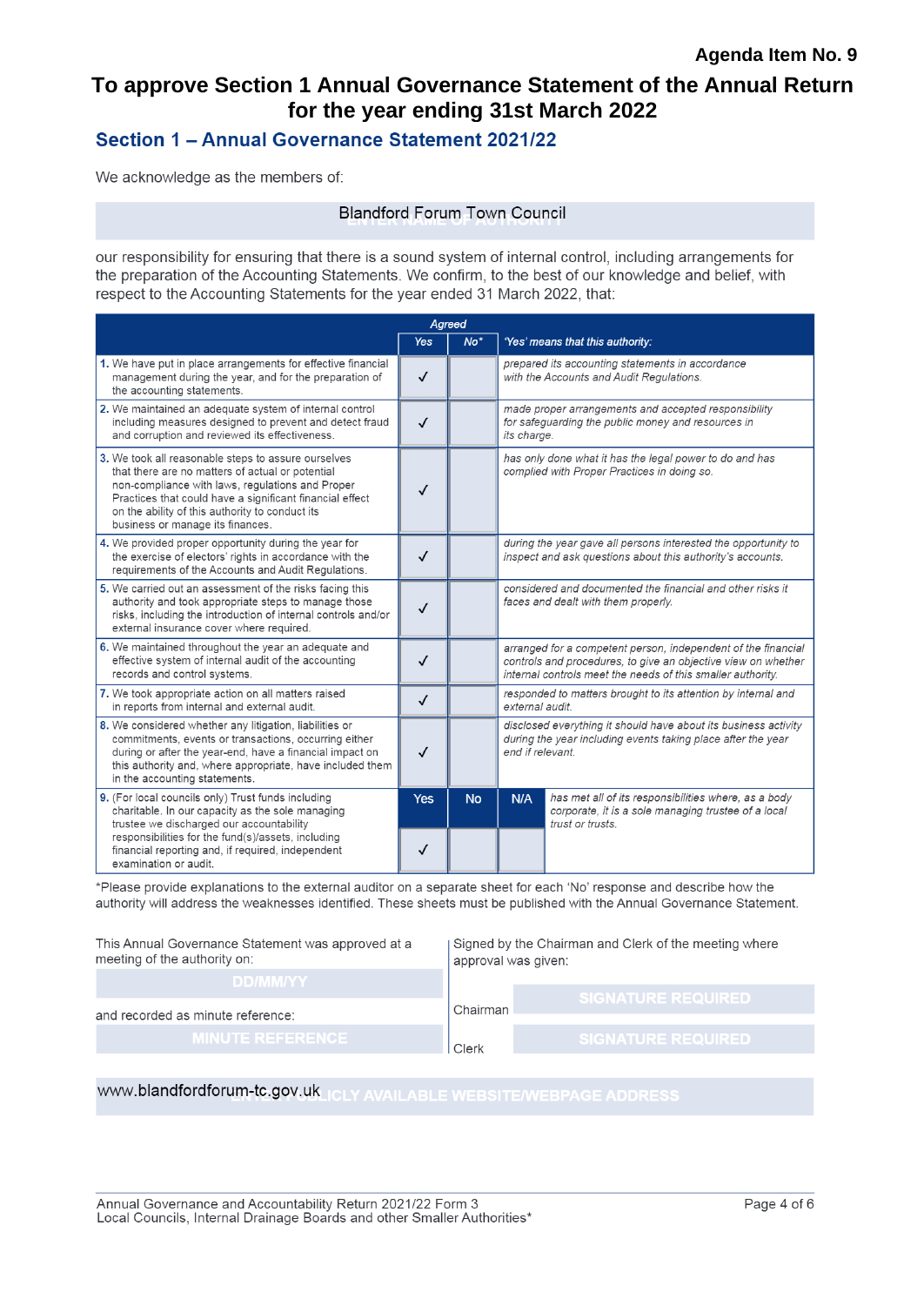**Agenda Item No. 9**

# To approve Section 1 Annual Governance Statement of the Annual Return for the year ending 31st March 2022

## Section 1 – Annual Governance Statement 2021/22

We acknowledge as the members of:

Blandford Forum Town Council

our responsibility for ensuring that there is a sound system of internal control, including arrangements for the preparation of the Accounting Statements. We confirm, to the best of our knowledge and belief, with respect to the Accounting Statements for the year ended 31 March 2022, that:

| | *Agreed* | | |
|---|---|---|---|
| | *Yes* | *No** | *'Yes' means that this authority:* |
| **1.** We have put in place arrangements for effective financial management during the year, and for the preparation of the accounting statements. | ✓ | | *prepared its accounting statements in accordance with the Accounts and Audit Regulations.* |
| **2.** We maintained an adequate system of internal control including measures designed to prevent and detect fraud and corruption and reviewed its effectiveness. | ✓ | | *made proper arrangements and accepted responsibility for safeguarding the public money and resources in its charge.* |
| **3.** We took all reasonable steps to assure ourselves that there are no matters of actual or potential non-compliance with laws, regulations and Proper Practices that could have a significant financial effect on the ability of this authority to conduct its business or manage its finances. | ✓ | | *has only done what it has the legal power to do and has complied with Proper Practices in doing so.* |
| **4.** We provided proper opportunity during the year for the exercise of electors' rights in accordance with the requirements of the Accounts and Audit Regulations. | ✓ | | *during the year gave all persons interested the opportunity to inspect and ask questions about this authority's accounts.* |
| **5.** We carried out an assessment of the risks facing this authority and took appropriate steps to manage those risks, including the introduction of internal controls and/or external insurance cover where required. | ✓ | | *considered and documented the financial and other risks it faces and dealt with them properly.* |
| **6.** We maintained throughout the year an adequate and effective system of internal audit of the accounting records and control systems. | ✓ | | *arranged for a competent person, independent of the financial controls and procedures, to give an objective view on whether internal controls meet the needs of this smaller authority.* |
| **7.** We took appropriate action on all matters raised in reports from internal and external audit. | ✓ | | *responded to matters brought to its attention by internal and external audit.* |
| **8.** We considered whether any litigation, liabilities or commitments, events or transactions, occurring either during or after the year-end, have a financial impact on this authority and, where appropriate, have included them in the accounting statements. | ✓ | | *disclosed everything it should have about its business activity during the year including events taking place after the year end if relevant.* |

| | Yes | No | N/A | |
|---|---|---|---|---|
| **9.** (For local councils only) Trust funds including charitable. In our capacity as the sole managing trustee we discharged our accountability responsibilities for the fund(s)/assets, including financial reporting and, if required, independent examination or audit. | ✓ | | | *has met all of its responsibilities where, as a body corporate, it is a sole managing trustee of a local trust or trusts.* |

*Please provide explanations to the external auditor on a separate sheet for each 'No' response and describe how the authority will address the weaknesses identified. These sheets must be published with the Annual Governance Statement.

This Annual Governance Statement was approved at a meeting of the authority on:

DD/MM/YY

and recorded as minute reference:

MINUTE REFERENCE

Signed by the Chairman and Clerk of the meeting where approval was given:

Chairman: SIGNATURE REQUIRED

Clerk: SIGNATURE REQUIRED

www.blandfordforum-tc.gov.uk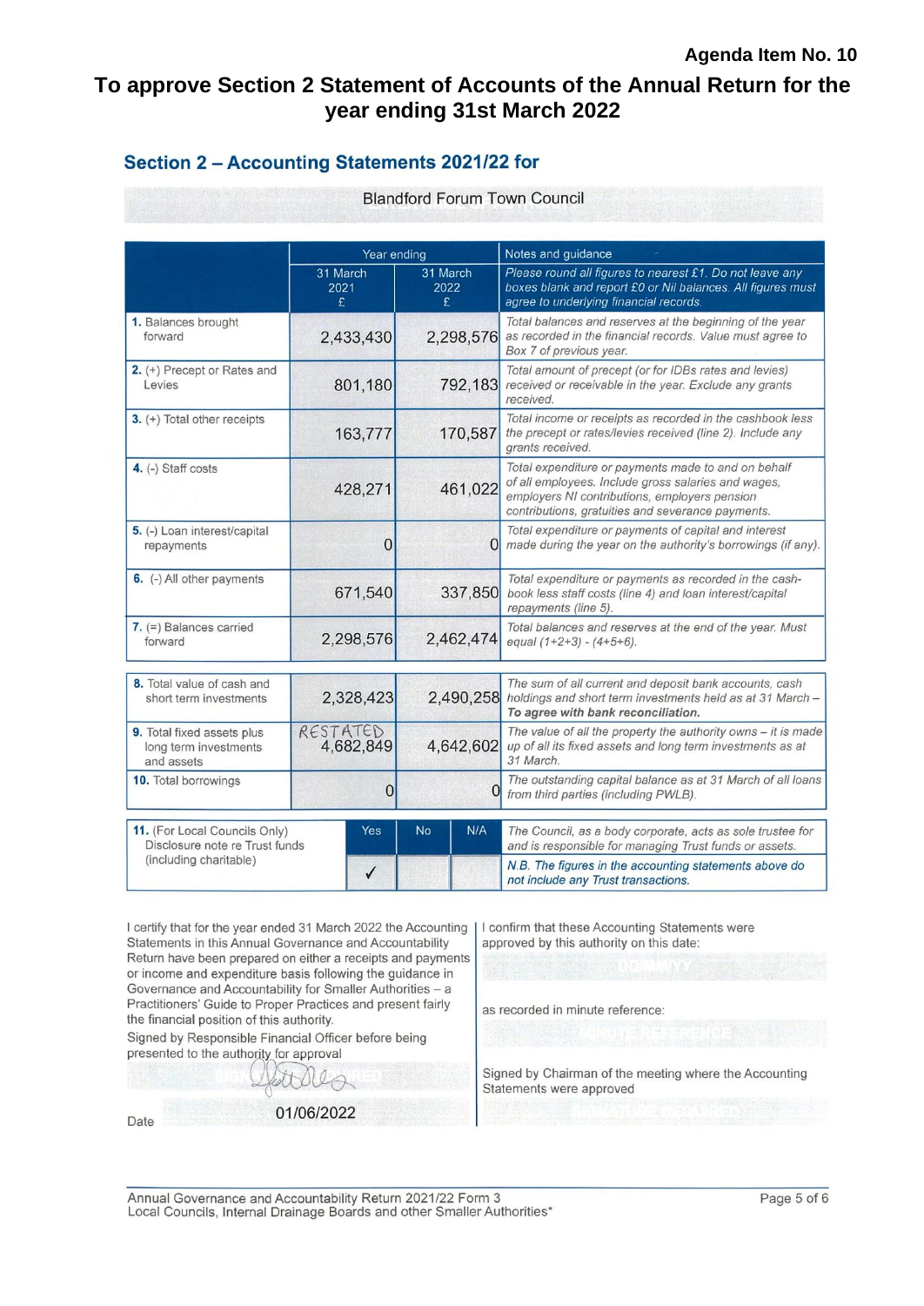**Agenda Item No. 10**

# To approve Section 2 Statement of Accounts of the Annual Return for the year ending 31st March 2022

## Section 2 – Accounting Statements 2021/22 for

Blandford Forum Town Council

| | Year ending | | Notes and guidance |
|---|---|---|---|
| | 31 March 2021 £ | 31 March 2022 £ | *Please round all figures to nearest £1. Do not leave any boxes blank and report £0 or Nil balances. All figures must agree to underlying financial records.* |
| **1.** Balances brought forward | 2,433,430 | 2,298,576 | *Total balances and reserves at the beginning of the year as recorded in the financial records. Value must agree to Box 7 of previous year.* |
| **2.** (+) Precept or Rates and Levies | 801,180 | 792,183 | *Total amount of precept (or for IDBs rates and levies) received or receivable in the year. Exclude any grants received.* |
| **3.** (+) Total other receipts | 163,777 | 170,587 | *Total income or receipts as recorded in the cashbook less the precept or rates/levies received (line 2). Include any grants received.* |
| **4.** (-) Staff costs | 428,271 | 461,022 | *Total expenditure or payments made to and on behalf of all employees. Include gross salaries and wages, employers NI contributions, employers pension contributions, gratuities and severance payments.* |
| **5.** (-) Loan interest/capital repayments | 0 | 0 | *Total expenditure or payments of capital and interest made during the year on the authority's borrowings (if any).* |
| **6.** (-) All other payments | 671,540 | 337,850 | *Total expenditure or payments as recorded in the cash-book less staff costs (line 4) and loan interest/capital repayments (line 5).* |
| **7.** (=) Balances carried forward | 2,298,576 | 2,462,474 | *Total balances and reserves at the end of the year. Must equal (1+2+3) - (4+5+6).* |
| **8.** Total value of cash and short term investments | 2,328,423 | 2,490,258 | *The sum of all current and deposit bank accounts, cash holdings and short term investments held as at 31 March –* ***To agree with bank reconciliation.*** |
| **9.** Total fixed assets plus long term investments and assets | RESTATED 4,682,849 | 4,642,602 | *The value of all the property the authority owns – it is made up of all its fixed assets and long term investments as at 31 March.* |
| **10.** Total borrowings | 0 | 0 | *The outstanding capital balance as at 31 March of all loans from third parties (including PWLB).* |

| **11.** (For Local Councils Only) Disclosure note re Trust funds (including charitable) | Yes | No | N/A | *The Council, as a body corporate, acts as sole trustee for and is responsible for managing Trust funds or assets.* |
|---|---|---|---|---|
| | ✓ | | | *N.B. The figures in the accounting statements above do not include any Trust transactions.* |

I certify that for the year ended 31 March 2022 the Accounting Statements in this Annual Governance and Accountability Return have been prepared on either a receipts and payments or income and expenditure basis following the guidance in Governance and Accountability for Smaller Authorities – a Practitioners' Guide to Proper Practices and present fairly the financial position of this authority.

Signed by Responsible Financial Officer before being presented to the authority for approval

[Signature]

Date 01/06/2022

I confirm that these Accounting Statements were approved by this authority on this date:

DD/MM/YY

as recorded in minute reference:

MINUTE REFERENCE

Signed by Chairman of the meeting where the Accounting Statements were approved

SIGNATURE REQUIRED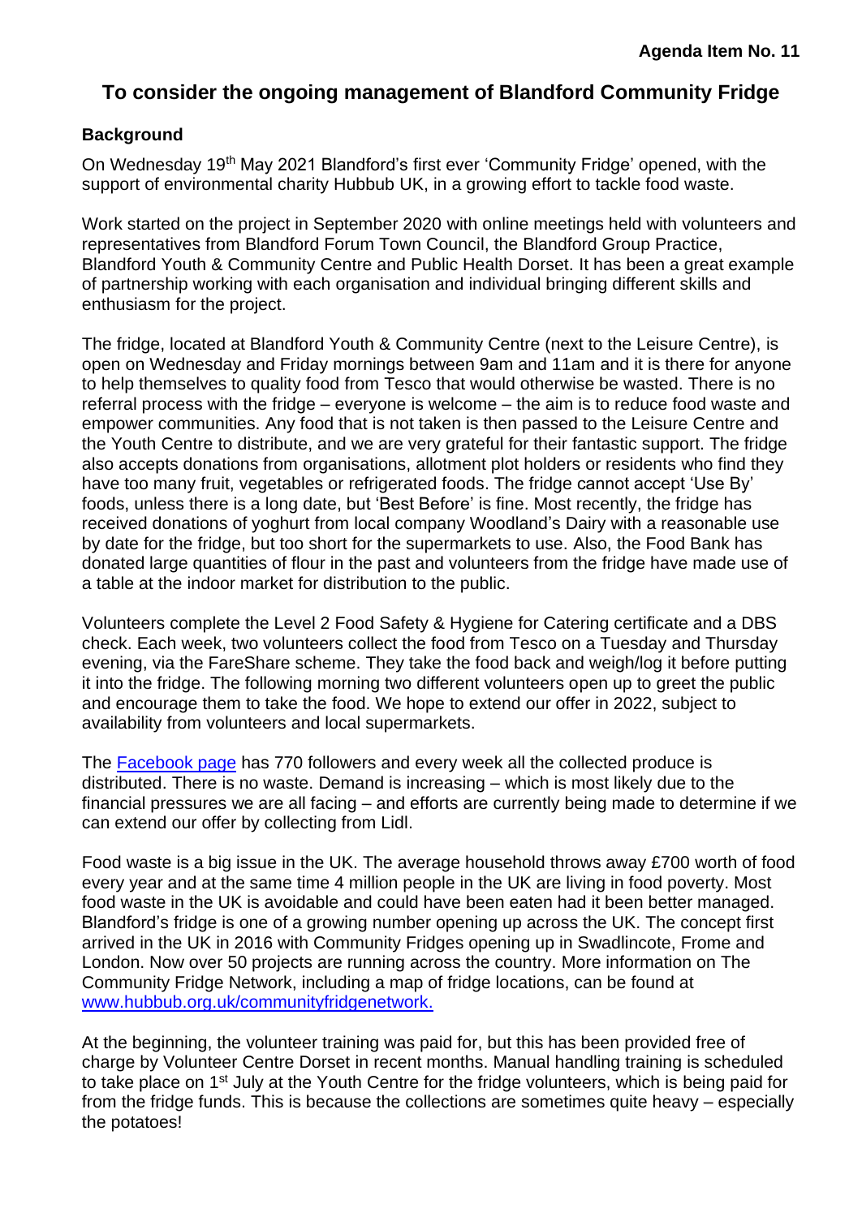**Agenda Item No. 11**

# To consider the ongoing management of Blandford Community Fridge

## Background

On Wednesday 19th May 2021 Blandford's first ever 'Community Fridge' opened, with the support of environmental charity Hubbub UK, in a growing effort to tackle food waste.

Work started on the project in September 2020 with online meetings held with volunteers and representatives from Blandford Forum Town Council, the Blandford Group Practice, Blandford Youth & Community Centre and Public Health Dorset. It has been a great example of partnership working with each organisation and individual bringing different skills and enthusiasm for the project.

The fridge, located at Blandford Youth & Community Centre (next to the Leisure Centre), is open on Wednesday and Friday mornings between 9am and 11am and it is there for anyone to help themselves to quality food from Tesco that would otherwise be wasted. There is no referral process with the fridge – everyone is welcome – the aim is to reduce food waste and empower communities. Any food that is not taken is then passed to the Leisure Centre and the Youth Centre to distribute, and we are very grateful for their fantastic support. The fridge also accepts donations from organisations, allotment plot holders or residents who find they have too many fruit, vegetables or refrigerated foods. The fridge cannot accept 'Use By' foods, unless there is a long date, but 'Best Before' is fine. Most recently, the fridge has received donations of yoghurt from local company Woodland's Dairy with a reasonable use by date for the fridge, but too short for the supermarkets to use. Also, the Food Bank has donated large quantities of flour in the past and volunteers from the fridge have made use of a table at the indoor market for distribution to the public.

Volunteers complete the Level 2 Food Safety & Hygiene for Catering certificate and a DBS check. Each week, two volunteers collect the food from Tesco on a Tuesday and Thursday evening, via the FareShare scheme. They take the food back and weigh/log it before putting it into the fridge. The following morning two different volunteers open up to greet the public and encourage them to take the food. We hope to extend our offer in 2022, subject to availability from volunteers and local supermarkets.

The [Facebook page] has 770 followers and every week all the collected produce is distributed. There is no waste. Demand is increasing – which is most likely due to the financial pressures we are all facing – and efforts are currently being made to determine if we can extend our offer by collecting from Lidl.

Food waste is a big issue in the UK. The average household throws away £700 worth of food every year and at the same time 4 million people in the UK are living in food poverty. Most food waste in the UK is avoidable and could have been eaten had it been better managed. Blandford's fridge is one of a growing number opening up across the UK. The concept first arrived in the UK in 2016 with Community Fridges opening up in Swadlincote, Frome and London. Now over 50 projects are running across the country. More information on The Community Fridge Network, including a map of fridge locations, can be found at www.hubbub.org.uk/communityfridgenetwork.

At the beginning, the volunteer training was paid for, but this has been provided free of charge by Volunteer Centre Dorset in recent months. Manual handling training is scheduled to take place on 1st July at the Youth Centre for the fridge volunteers, which is being paid for from the fridge funds. This is because the collections are sometimes quite heavy – especially the potatoes!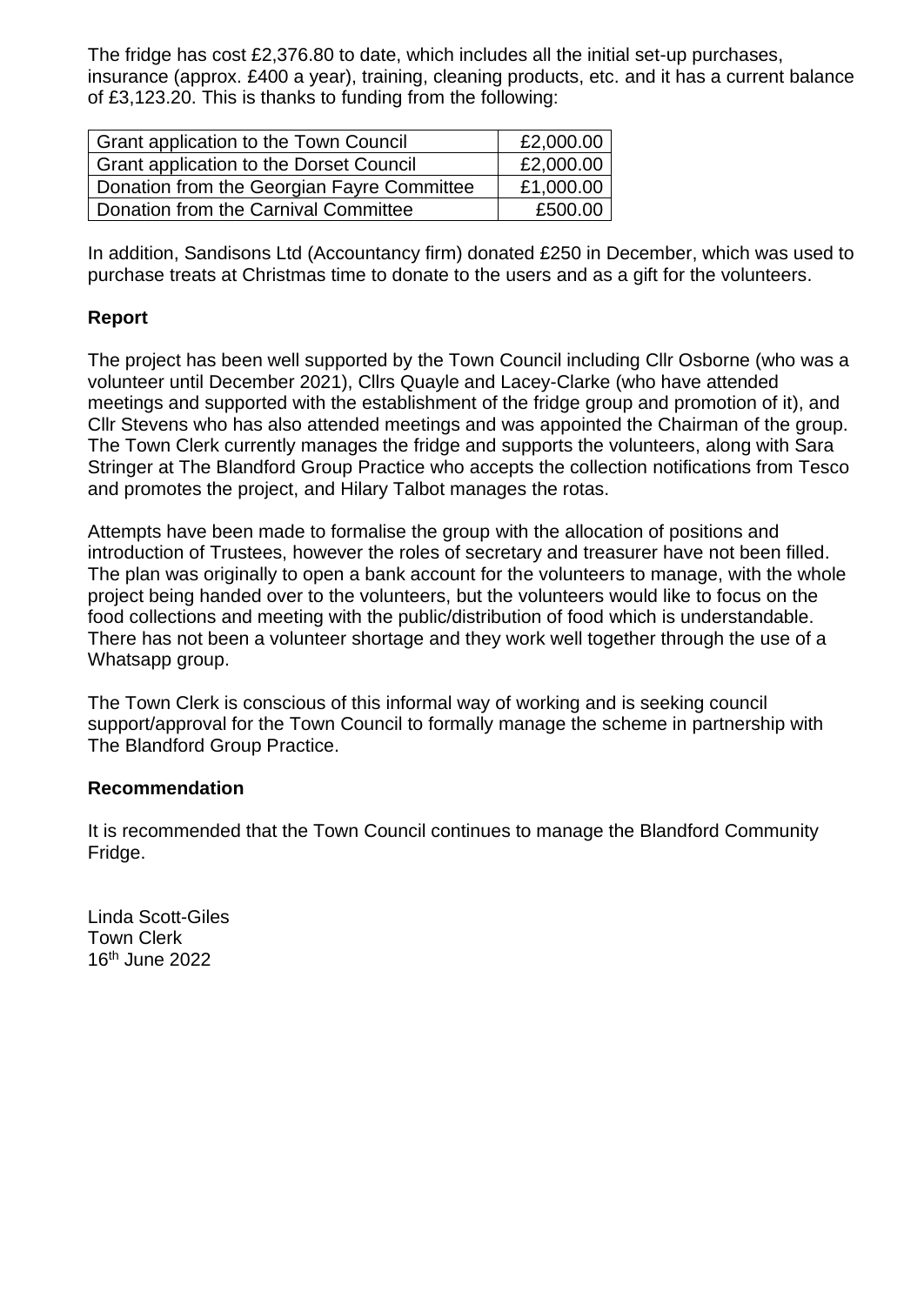The fridge has cost £2,376.80 to date, which includes all the initial set-up purchases, insurance (approx. £400 a year), training, cleaning products, etc. and it has a current balance of £3,123.20. This is thanks to funding from the following:

| | |
|---|---:|
| Grant application to the Town Council | £2,000.00 |
| Grant application to the Dorset Council | £2,000.00 |
| Donation from the Georgian Fayre Committee | £1,000.00 |
| Donation from the Carnival Committee | £500.00 |

In addition, Sandisons Ltd (Accountancy firm) donated £250 in December, which was used to purchase treats at Christmas time to donate to the users and as a gift for the volunteers.

**Report**

The project has been well supported by the Town Council including Cllr Osborne (who was a volunteer until December 2021), Cllrs Quayle and Lacey-Clarke (who have attended meetings and supported with the establishment of the fridge group and promotion of it), and Cllr Stevens who has also attended meetings and was appointed the Chairman of the group. The Town Clerk currently manages the fridge and supports the volunteers, along with Sara Stringer at The Blandford Group Practice who accepts the collection notifications from Tesco and promotes the project, and Hilary Talbot manages the rotas.

Attempts have been made to formalise the group with the allocation of positions and introduction of Trustees, however the roles of secretary and treasurer have not been filled. The plan was originally to open a bank account for the volunteers to manage, with the whole project being handed over to the volunteers, but the volunteers would like to focus on the food collections and meeting with the public/distribution of food which is understandable. There has not been a volunteer shortage and they work well together through the use of a Whatsapp group.

The Town Clerk is conscious of this informal way of working and is seeking council support/approval for the Town Council to formally manage the scheme in partnership with The Blandford Group Practice.

**Recommendation**

It is recommended that the Town Council continues to manage the Blandford Community Fridge.

Linda Scott-Giles
Town Clerk
16th June 2022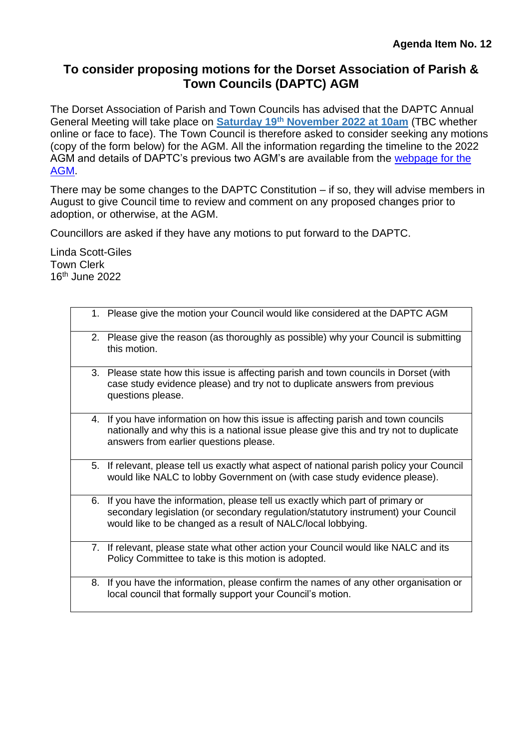**Agenda Item No. 12**

## To consider proposing motions for the Dorset Association of Parish & Town Councils (DAPTC) AGM

The Dorset Association of Parish and Town Councils has advised that the DAPTC Annual General Meeting will take place on **Saturday 19th November 2022 at 10am** (TBC whether online or face to face). The Town Council is therefore asked to consider seeking any motions (copy of the form below) for the AGM. All the information regarding the timeline to the 2022 AGM and details of DAPTC's previous two AGM's are available from the webpage for the AGM.

There may be some changes to the DAPTC Constitution – if so, they will advise members in August to give Council time to review and comment on any proposed changes prior to adoption, or otherwise, at the AGM.

Councillors are asked if they have any motions to put forward to the DAPTC.

Linda Scott-Giles
Town Clerk
16th June 2022

| |
|---|
| 1. Please give the motion your Council would like considered at the DAPTC AGM |
| 2. Please give the reason (as thoroughly as possible) why your Council is submitting this motion. |
| 3. Please state how this issue is affecting parish and town councils in Dorset (with case study evidence please) and try not to duplicate answers from previous questions please. |
| 4. If you have information on how this issue is affecting parish and town councils nationally and why this is a national issue please give this and try not to duplicate answers from earlier questions please. |
| 5. If relevant, please tell us exactly what aspect of national parish policy your Council would like NALC to lobby Government on (with case study evidence please). |
| 6. If you have the information, please tell us exactly which part of primary or secondary legislation (or secondary regulation/statutory instrument) your Council would like to be changed as a result of NALC/local lobbying. |
| 7. If relevant, please state what other action your Council would like NALC and its Policy Committee to take is this motion is adopted. |
| 8. If you have the information, please confirm the names of any other organisation or local council that formally support your Council's motion. |